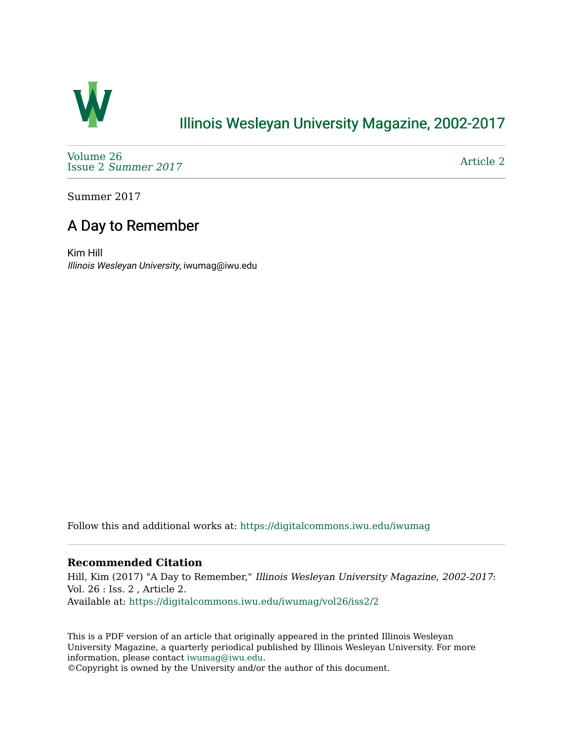# Illinois Wesleyan University Magazine, 2002-2017

Volume 26
Issue 2 *Summer 2017*

Article 2

Summer 2017

## A Day to Remember

Kim Hill
*Illinois Wesleyan University*, iwumag@iwu.edu

Follow this and additional works at: https://digitalcommons.iwu.edu/iwumag

### Recommended Citation

Hill, Kim (2017) "A Day to Remember," *Illinois Wesleyan University Magazine, 2002-2017*: Vol. 26 : Iss. 2 , Article 2.
Available at: https://digitalcommons.iwu.edu/iwumag/vol26/iss2/2

This is a PDF version of an article that originally appeared in the printed Illinois Wesleyan University Magazine, a quarterly periodical published by Illinois Wesleyan University. For more information, please contact iwumag@iwu.edu.
©Copyright is owned by the University and/or the author of this document.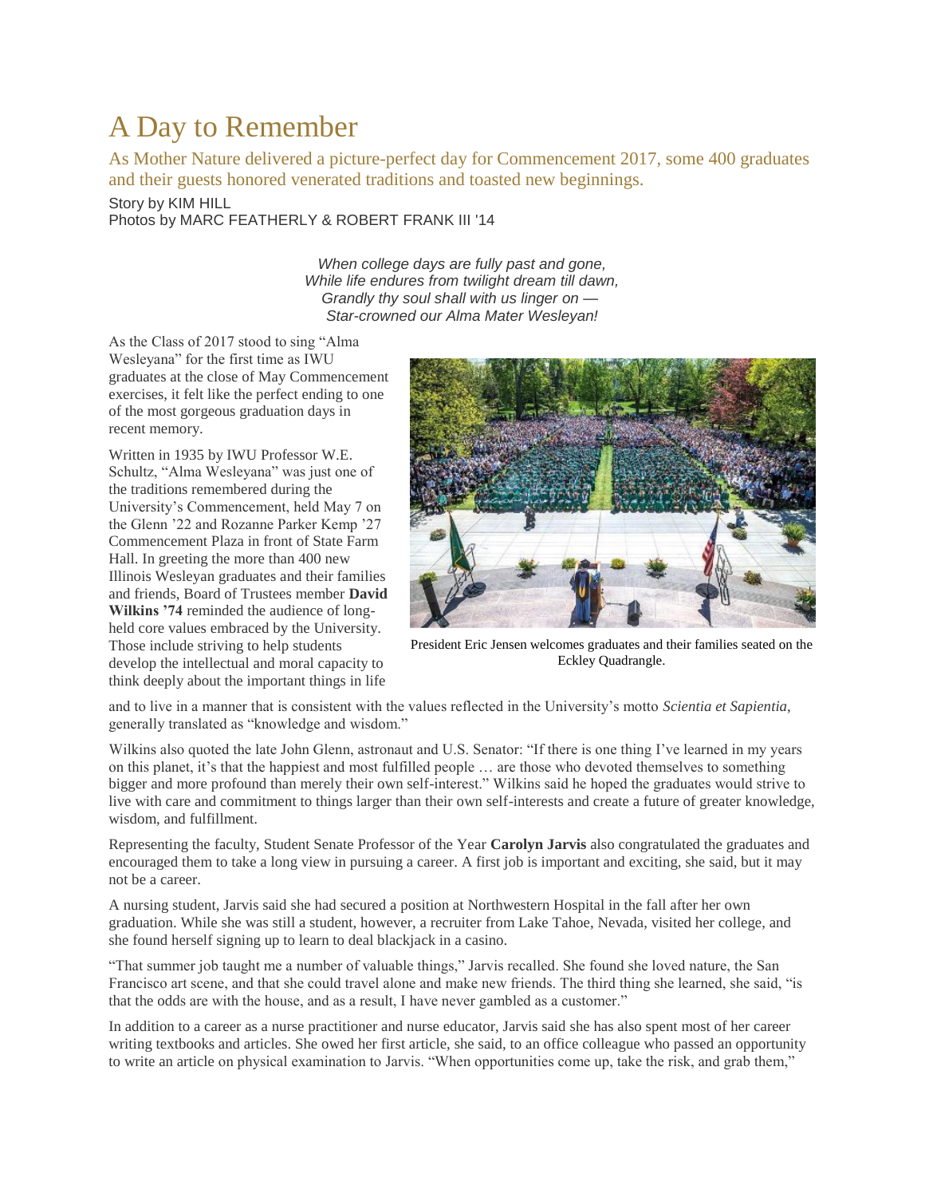# A Day to Remember

As Mother Nature delivered a picture-perfect day for Commencement 2017, some 400 graduates and their guests honored venerated traditions and toasted new beginnings.

Story by KIM HILL
Photos by MARC FEATHERLY & ROBERT FRANK III '14

*When college days are fully past and gone,*
*While life endures from twilight dream till dawn,*
*Grandly thy soul shall with us linger on —*
*Star-crowned our Alma Mater Wesleyan!*

As the Class of 2017 stood to sing "Alma Wesleyana" for the first time as IWU graduates at the close of May Commencement exercises, it felt like the perfect ending to one of the most gorgeous graduation days in recent memory.

Written in 1935 by IWU Professor W.E. Schultz, "Alma Wesleyana" was just one of the traditions remembered during the University's Commencement, held May 7 on the Glenn '22 and Rozanne Parker Kemp '27 Commencement Plaza in front of State Farm Hall. In greeting the more than 400 new Illinois Wesleyan graduates and their families and friends, Board of Trustees member **David Wilkins '74** reminded the audience of long-held core values embraced by the University. Those include striving to help students develop the intellectual and moral capacity to think deeply about the important things in life and to live in a manner that is consistent with the values reflected in the University's motto *Scientia et Sapientia*, generally translated as "knowledge and wisdom."

President Eric Jensen welcomes graduates and their families seated on the Eckley Quadrangle.

Wilkins also quoted the late John Glenn, astronaut and U.S. Senator: "If there is one thing I've learned in my years on this planet, it's that the happiest and most fulfilled people … are those who devoted themselves to something bigger and more profound than merely their own self-interest." Wilkins said he hoped the graduates would strive to live with care and commitment to things larger than their own self-interests and create a future of greater knowledge, wisdom, and fulfillment.

Representing the faculty, Student Senate Professor of the Year **Carolyn Jarvis** also congratulated the graduates and encouraged them to take a long view in pursuing a career. A first job is important and exciting, she said, but it may not be a career.

A nursing student, Jarvis said she had secured a position at Northwestern Hospital in the fall after her own graduation. While she was still a student, however, a recruiter from Lake Tahoe, Nevada, visited her college, and she found herself signing up to learn to deal blackjack in a casino.

"That summer job taught me a number of valuable things," Jarvis recalled. She found she loved nature, the San Francisco art scene, and that she could travel alone and make new friends. The third thing she learned, she said, "is that the odds are with the house, and as a result, I have never gambled as a customer."

In addition to a career as a nurse practitioner and nurse educator, Jarvis said she has also spent most of her career writing textbooks and articles. She owed her first article, she said, to an office colleague who passed an opportunity to write an article on physical examination to Jarvis. "When opportunities come up, take the risk, and grab them,"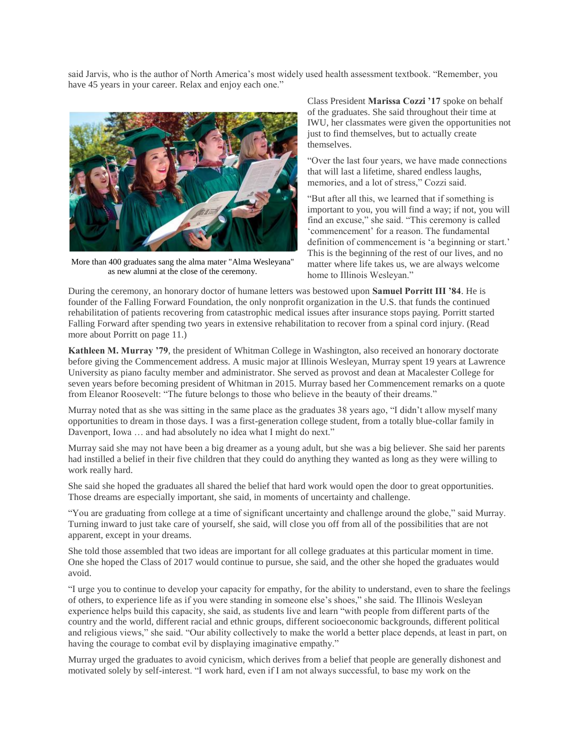said Jarvis, who is the author of North America's most widely used health assessment textbook. "Remember, you have 45 years in your career. Relax and enjoy each one."

More than 400 graduates sang the alma mater "Alma Wesleyana" as new alumni at the close of the ceremony.

Class President **Marissa Cozzi '17** spoke on behalf of the graduates. She said throughout their time at IWU, her classmates were given the opportunities not just to find themselves, but to actually create themselves.

"Over the last four years, we have made connections that will last a lifetime, shared endless laughs, memories, and a lot of stress," Cozzi said.

"But after all this, we learned that if something is important to you, you will find a way; if not, you will find an excuse," she said. "This ceremony is called 'commencement' for a reason. The fundamental definition of commencement is 'a beginning or start.' This is the beginning of the rest of our lives, and no matter where life takes us, we are always welcome home to Illinois Wesleyan."

During the ceremony, an honorary doctor of humane letters was bestowed upon **Samuel Porritt III '84**. He is founder of the Falling Forward Foundation, the only nonprofit organization in the U.S. that funds the continued rehabilitation of patients recovering from catastrophic medical issues after insurance stops paying. Porritt started Falling Forward after spending two years in extensive rehabilitation to recover from a spinal cord injury. (Read more about Porritt on page 11.)

**Kathleen M. Murray '79**, the president of Whitman College in Washington, also received an honorary doctorate before giving the Commencement address. A music major at Illinois Wesleyan, Murray spent 19 years at Lawrence University as piano faculty member and administrator. She served as provost and dean at Macalester College for seven years before becoming president of Whitman in 2015. Murray based her Commencement remarks on a quote from Eleanor Roosevelt: "The future belongs to those who believe in the beauty of their dreams."

Murray noted that as she was sitting in the same place as the graduates 38 years ago, "I didn't allow myself many opportunities to dream in those days. I was a first-generation college student, from a totally blue-collar family in Davenport, Iowa … and had absolutely no idea what I might do next."

Murray said she may not have been a big dreamer as a young adult, but she was a big believer. She said her parents had instilled a belief in their five children that they could do anything they wanted as long as they were willing to work really hard.

She said she hoped the graduates all shared the belief that hard work would open the door to great opportunities. Those dreams are especially important, she said, in moments of uncertainty and challenge.

"You are graduating from college at a time of significant uncertainty and challenge around the globe," said Murray. Turning inward to just take care of yourself, she said, will close you off from all of the possibilities that are not apparent, except in your dreams.

She told those assembled that two ideas are important for all college graduates at this particular moment in time. One she hoped the Class of 2017 would continue to pursue, she said, and the other she hoped the graduates would avoid.

"I urge you to continue to develop your capacity for empathy, for the ability to understand, even to share the feelings of others, to experience life as if you were standing in someone else's shoes," she said. The Illinois Wesleyan experience helps build this capacity, she said, as students live and learn "with people from different parts of the country and the world, different racial and ethnic groups, different socioeconomic backgrounds, different political and religious views," she said. "Our ability collectively to make the world a better place depends, at least in part, on having the courage to combat evil by displaying imaginative empathy."

Murray urged the graduates to avoid cynicism, which derives from a belief that people are generally dishonest and motivated solely by self-interest. "I work hard, even if I am not always successful, to base my work on the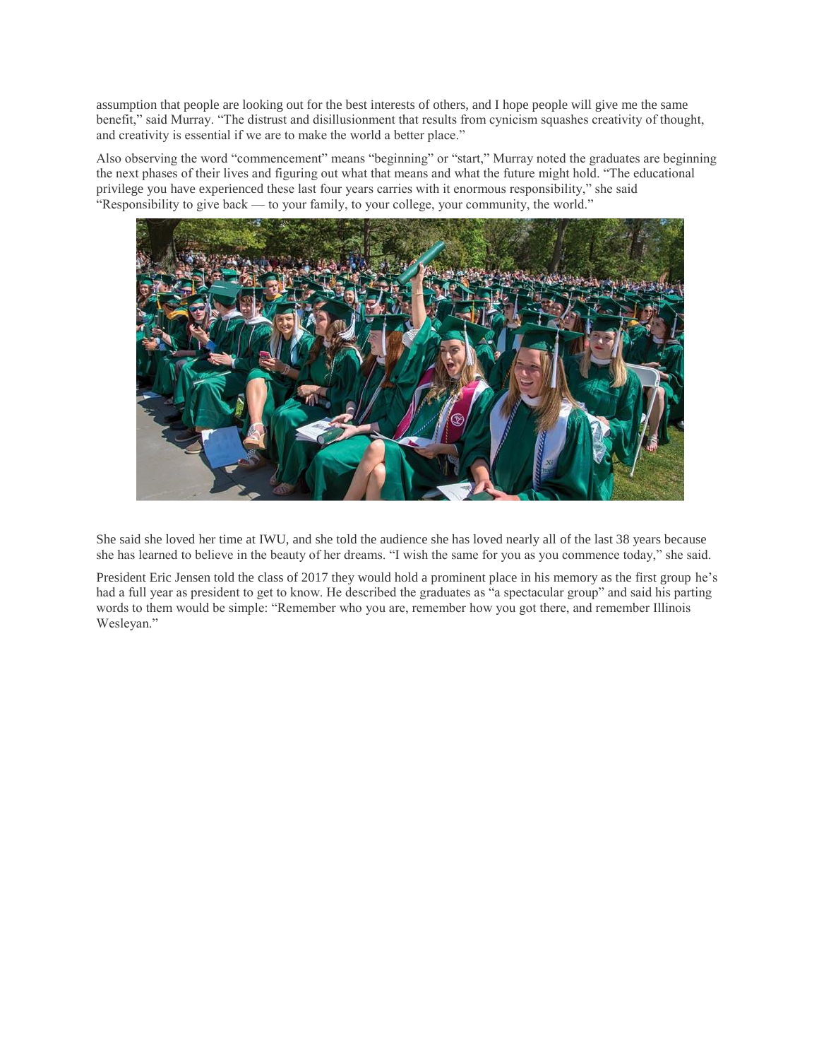assumption that people are looking out for the best interests of others, and I hope people will give me the same benefit," said Murray. "The distrust and disillusionment that results from cynicism squashes creativity of thought, and creativity is essential if we are to make the world a better place."

Also observing the word "commencement" means "beginning" or "start," Murray noted the graduates are beginning the next phases of their lives and figuring out what that means and what the future might hold. "The educational privilege you have experienced these last four years carries with it enormous responsibility," she said "Responsibility to give back — to your family, to your college, your community, the world."

She said she loved her time at IWU, and she told the audience she has loved nearly all of the last 38 years because she has learned to believe in the beauty of her dreams. "I wish the same for you as you commence today," she said.

President Eric Jensen told the class of 2017 they would hold a prominent place in his memory as the first group he's had a full year as president to get to know. He described the graduates as "a spectacular group" and said his parting words to them would be simple: "Remember who you are, remember how you got there, and remember Illinois Wesleyan."